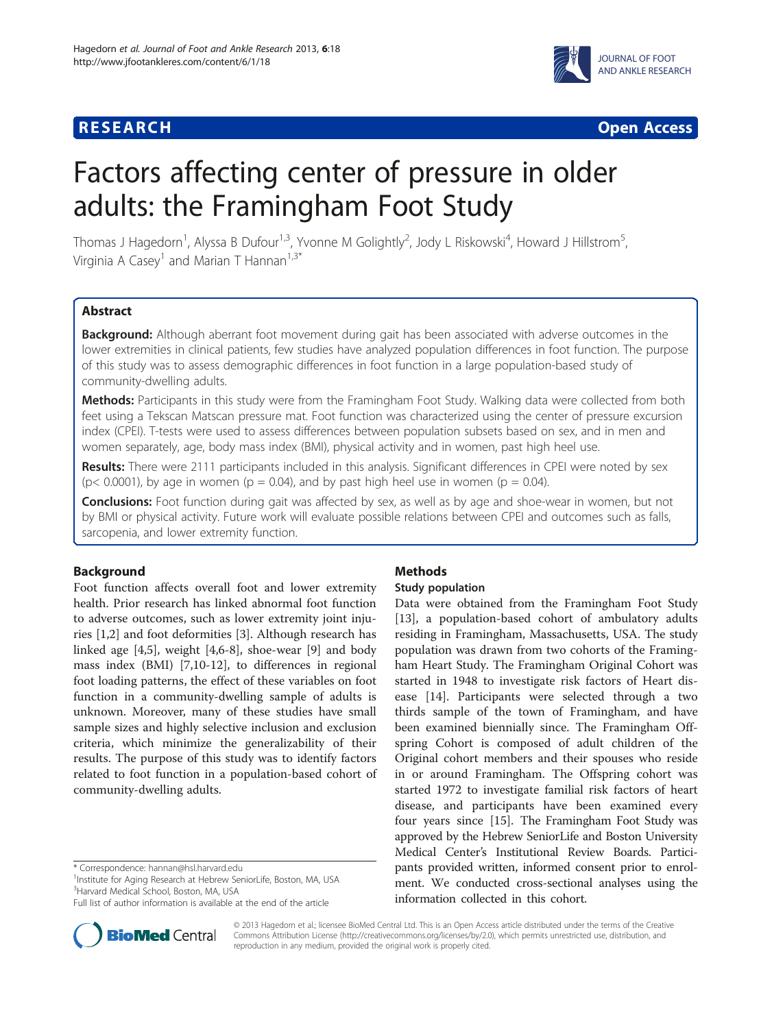**RESEARCH** **Open Access**

# Factors affecting center of pressure in older adults: the Framingham Foot Study

Thomas J Hagedorn[1], Alyssa B Dufour[1,3], Yvonne M Golightly[2], Jody L Riskowski[4], Howard J Hillstrom[5], Virginia A Casey[1] and Marian T Hannan[1,3*]

## Abstract

**Background:** Although aberrant foot movement during gait has been associated with adverse outcomes in the lower extremities in clinical patients, few studies have analyzed population differences in foot function. The purpose of this study was to assess demographic differences in foot function in a large population-based study of community-dwelling adults.

**Methods:** Participants in this study were from the Framingham Foot Study. Walking data were collected from both feet using a Tekscan Matscan pressure mat. Foot function was characterized using the center of pressure excursion index (CPEI). T-tests were used to assess differences between population subsets based on sex, and in men and women separately, age, body mass index (BMI), physical activity and in women, past high heel use.

**Results:** There were 2111 participants included in this analysis. Significant differences in CPEI were noted by sex ($p < 0.0001$), by age in women ($p = 0.04$), and by past high heel use in women ($p = 0.04$).

**Conclusions:** Foot function during gait was affected by sex, as well as by age and shoe-wear in women, but not by BMI or physical activity. Future work will evaluate possible relations between CPEI and outcomes such as falls, sarcopenia, and lower extremity function.

## Background

Foot function affects overall foot and lower extremity health. Prior research has linked abnormal foot function to adverse outcomes, such as lower extremity joint injuries [1,2] and foot deformities [3]. Although research has linked age [4,5], weight [4,6-8], shoe-wear [9] and body mass index (BMI) [7,10-12], to differences in regional foot loading patterns, the effect of these variables on foot function in a community-dwelling sample of adults is unknown. Moreover, many of these studies have small sample sizes and highly selective inclusion and exclusion criteria, which minimize the generalizability of their results. The purpose of this study was to identify factors related to foot function in a population-based cohort of community-dwelling adults.

## Methods

### Study population

Data were obtained from the Framingham Foot Study [13], a population-based cohort of ambulatory adults residing in Framingham, Massachusetts, USA. The study population was drawn from two cohorts of the Framingham Heart Study. The Framingham Original Cohort was started in 1948 to investigate risk factors of Heart disease [14]. Participants were selected through a two thirds sample of the town of Framingham, and have been examined biennially since. The Framingham Offspring Cohort is composed of adult children of the Original cohort members and their spouses who reside in or around Framingham. The Offspring cohort was started 1972 to investigate familial risk factors of heart disease, and participants have been examined every four years since [15]. The Framingham Foot Study was approved by the Hebrew SeniorLife and Boston University Medical Center's Institutional Review Boards. Participants provided written, informed consent prior to enrolment. We conducted cross-sectional analyses using the information collected in this cohort.

\* Correspondence: hannan@hsl.harvard.edu
[1]Institute for Aging Research at Hebrew SeniorLife, Boston, MA, USA
[3]Harvard Medical School, Boston, MA, USA
Full list of author information is available at the end of the article

© 2013 Hagedorn et al.; licensee BioMed Central Ltd. This is an Open Access article distributed under the terms of the Creative Commons Attribution License (http://creativecommons.org/licenses/by/2.0), which permits unrestricted use, distribution, and reproduction in any medium, provided the original work is properly cited.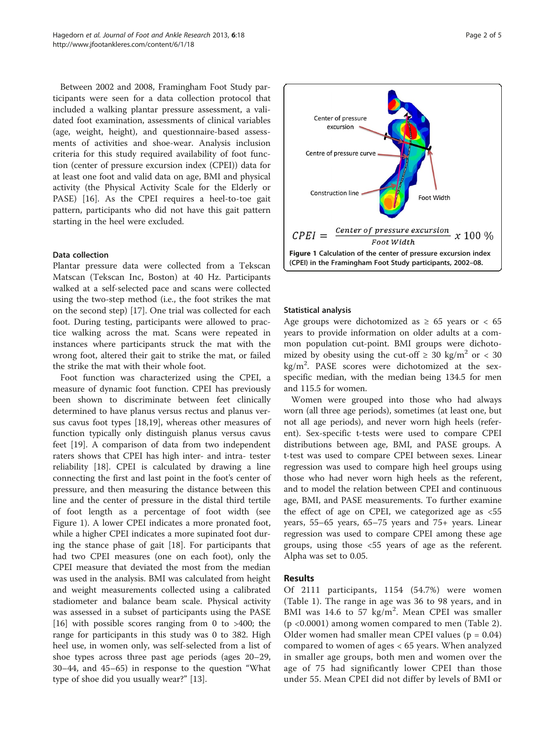Between 2002 and 2008, Framingham Foot Study participants were seen for a data collection protocol that included a walking plantar pressure assessment, a validated foot examination, assessments of clinical variables (age, weight, height), and questionnaire-based assessments of activities and shoe-wear. Analysis inclusion criteria for this study required availability of foot function (center of pressure excursion index (CPEI)) data for at least one foot and valid data on age, BMI and physical activity (the Physical Activity Scale for the Elderly or PASE) [16]. As the CPEI requires a heel-to-toe gait pattern, participants who did not have this gait pattern starting in the heel were excluded.

### Data collection

Plantar pressure data were collected from a Tekscan Matscan (Tekscan Inc, Boston) at 40 Hz. Participants walked at a self-selected pace and scans were collected using the two-step method (i.e., the foot strikes the mat on the second step) [17]. One trial was collected for each foot. During testing, participants were allowed to practice walking across the mat. Scans were repeated in instances where participants struck the mat with the wrong foot, altered their gait to strike the mat, or failed the strike the mat with their whole foot.

Foot function was characterized using the CPEI, a measure of dynamic foot function. CPEI has previously been shown to discriminate between feet clinically determined to have planus versus rectus and planus versus cavus foot types [18,19], whereas other measures of function typically only distinguish planus versus cavus feet [19]. A comparison of data from two independent raters shows that CPEI has high inter- and intra- tester reliability [18]. CPEI is calculated by drawing a line connecting the first and last point in the foot's center of pressure, and then measuring the distance between this line and the center of pressure in the distal third tertile of foot length as a percentage of foot width (see Figure 1). A lower CPEI indicates a more pronated foot, while a higher CPEI indicates a more supinated foot during the stance phase of gait [18]. For participants that had two CPEI measures (one on each foot), only the CPEI measure that deviated the most from the median was used in the analysis. BMI was calculated from height and weight measurements collected using a calibrated stadiometer and balance beam scale. Physical activity was assessed in a subset of participants using the PASE [16] with possible scores ranging from 0 to >400; the range for participants in this study was 0 to 382. High heel use, in women only, was self-selected from a list of shoe types across three past age periods (ages 20–29, 30–44, and 45–65) in response to the question "What type of shoe did you usually wear?" [13].

$$CPEI = \frac{Center\ of\ pressure\ excursion}{Foot\ Width}\ x\ 100\ \%$$

**Figure 1** Calculation of the center of pressure excursion index (CPEI) in the Framingham Foot Study participants, 2002–08.

### Statistical analysis

Age groups were dichotomized as ≥ 65 years or < 65 years to provide information on older adults at a common population cut-point. BMI groups were dichotomized by obesity using the cut-off ≥ 30 kg/m$^2$ or < 30 kg/m$^2$. PASE scores were dichotomized at the sex-specific median, with the median being 134.5 for men and 115.5 for women.

Women were grouped into those who had always worn (all three age periods), sometimes (at least one, but not all age periods), and never worn high heels (referent). Sex-specific t-tests were used to compare CPEI distributions between age, BMI, and PASE groups. A t-test was used to compare CPEI between sexes. Linear regression was used to compare high heel groups using those who had never worn high heels as the referent, and to model the relation between CPEI and continuous age, BMI, and PASE measurements. To further examine the effect of age on CPEI, we categorized age as <55 years, 55–65 years, 65–75 years and 75+ years. Linear regression was used to compare CPEI among these age groups, using those <55 years of age as the referent. Alpha was set to 0.05.

## Results

Of 2111 participants, 1154 (54.7%) were women (Table 1). The range in age was 36 to 98 years, and in BMI was 14.6 to 57 kg/m$^2$. Mean CPEI was smaller ($p < 0.0001$) among women compared to men (Table 2). Older women had smaller mean CPEI values ($p = 0.04$) compared to women of ages < 65 years. When analyzed in smaller age groups, both men and women over the age of 75 had significantly lower CPEI than those under 55. Mean CPEI did not differ by levels of BMI or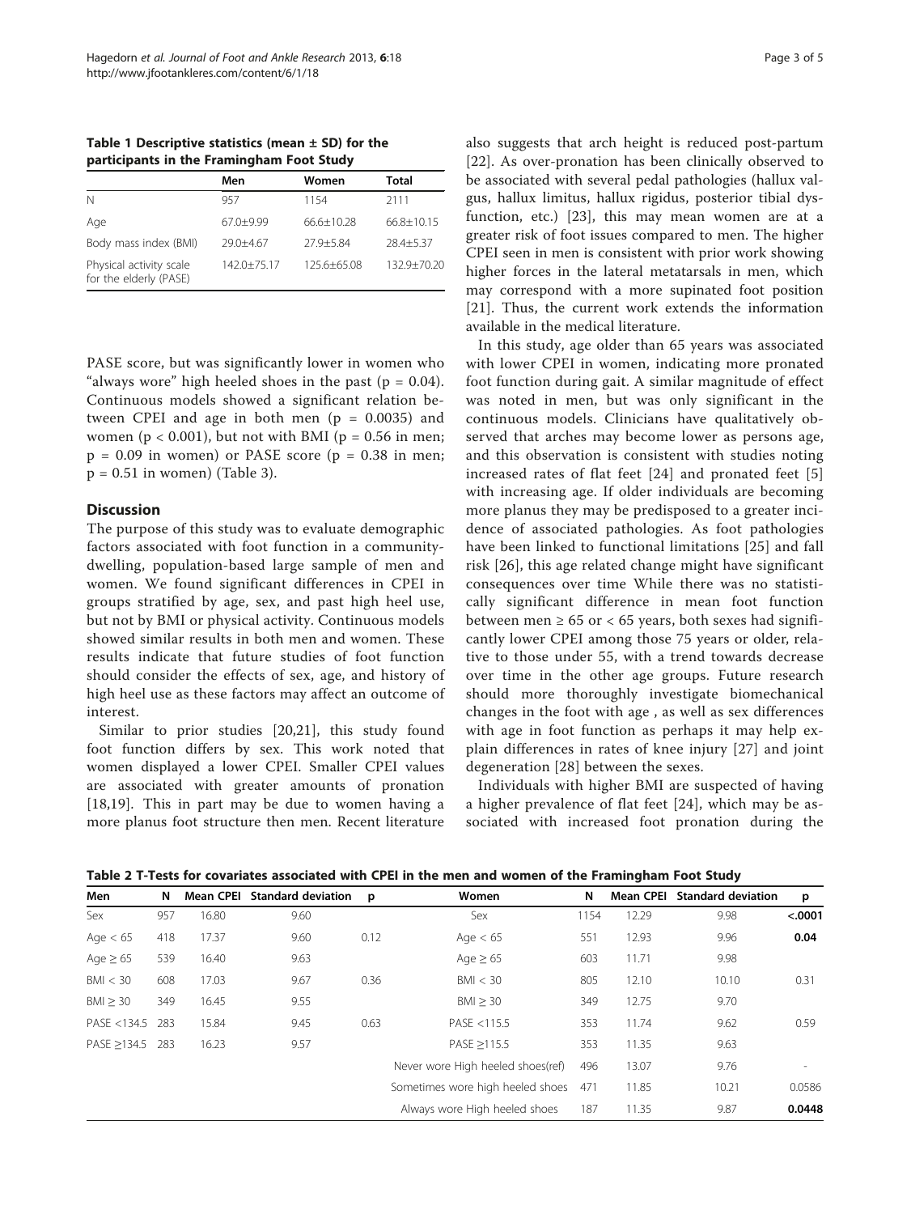**Table 1 Descriptive statistics (mean ± SD) for the participants in the Framingham Foot Study**

| | Men | Women | Total |
|---|---|---|---|
| N | 957 | 1154 | 2111 |
| Age | 67.0±9.99 | 66.6±10.28 | 66.8±10.15 |
| Body mass index (BMI) | 29.0±4.67 | 27.9±5.84 | 28.4±5.37 |
| Physical activity scale for the elderly (PASE) | 142.0±75.17 | 125.6±65.08 | 132.9±70.20 |

PASE score, but was significantly lower in women who "always wore" high heeled shoes in the past ($p = 0.04$). Continuous models showed a significant relation between CPEI and age in both men ($p = 0.0035$) and women ($p < 0.001$), but not with BMI ($p = 0.56$ in men; $p = 0.09$ in women) or PASE score ($p = 0.38$ in men; $p = 0.51$ in women) (Table 3).

## Discussion

The purpose of this study was to evaluate demographic factors associated with foot function in a community-dwelling, population-based large sample of men and women. We found significant differences in CPEI in groups stratified by age, sex, and past high heel use, but not by BMI or physical activity. Continuous models showed similar results in both men and women. These results indicate that future studies of foot function should consider the effects of sex, age, and history of high heel use as these factors may affect an outcome of interest.

Similar to prior studies [20,21], this study found foot function differs by sex. This work noted that women displayed a lower CPEI. Smaller CPEI values are associated with greater amounts of pronation [18,19]. This in part may be due to women having a more planus foot structure then men. Recent literature also suggests that arch height is reduced post-partum [22]. As over-pronation has been clinically observed to be associated with several pedal pathologies (hallux valgus, hallux limitus, hallux rigidus, posterior tibial dysfunction, etc.) [23], this may mean women are at a greater risk of foot issues compared to men. The higher CPEI seen in men is consistent with prior work showing higher forces in the lateral metatarsals in men, which may correspond with a more supinated foot position [21]. Thus, the current work extends the information available in the medical literature.

In this study, age older than 65 years was associated with lower CPEI in women, indicating more pronated foot function during gait. A similar magnitude of effect was noted in men, but was only significant in the continuous models. Clinicians have qualitatively observed that arches may become lower as persons age, and this observation is consistent with studies noting increased rates of flat feet [24] and pronated feet [5] with increasing age. If older individuals are becoming more planus they may be predisposed to a greater incidence of associated pathologies. As foot pathologies have been linked to functional limitations [25] and fall risk [26], this age related change might have significant consequences over time While there was no statistically significant difference in mean foot function between men ≥ 65 or < 65 years, both sexes had significantly lower CPEI among those 75 years or older, relative to those under 55, with a trend towards decrease over time in the other age groups. Future research should more thoroughly investigate biomechanical changes in the foot with age , as well as sex differences with age in foot function as perhaps it may help explain differences in rates of knee injury [27] and joint degeneration [28] between the sexes.

Individuals with higher BMI are suspected of having a higher prevalence of flat feet [24], which may be associated with increased foot pronation during the

**Table 2 T-Tests for covariates associated with CPEI in the men and women of the Framingham Foot Study**

| Men | N | Mean CPEI | Standard deviation | p | Women | N | Mean CPEI | Standard deviation | p |
|---|---|---|---|---|---|---|---|---|---|
| Sex | 957 | 16.80 | 9.60 | | Sex | 1154 | 12.29 | 9.98 | **<.0001** |
| Age < 65 | 418 | 17.37 | 9.60 | 0.12 | Age < 65 | 551 | 12.93 | 9.96 | **0.04** |
| Age ≥ 65 | 539 | 16.40 | 9.63 | | Age ≥ 65 | 603 | 11.71 | 9.98 | |
| BMI < 30 | 608 | 17.03 | 9.67 | 0.36 | BMI < 30 | 805 | 12.10 | 10.10 | 0.31 |
| BMI ≥ 30 | 349 | 16.45 | 9.55 | | BMI ≥ 30 | 349 | 12.75 | 9.70 | |
| PASE <134.5 | 283 | 15.84 | 9.45 | 0.63 | PASE <115.5 | 353 | 11.74 | 9.62 | 0.59 |
| PASE ≥134.5 | 283 | 16.23 | 9.57 | | PASE ≥115.5 | 353 | 11.35 | 9.63 | |
| | | | | | Never wore High heeled shoes(ref) | 496 | 13.07 | 9.76 | - |
| | | | | | Sometimes wore high heeled shoes | 471 | 11.85 | 10.21 | 0.0586 |
| | | | | | Always wore High heeled shoes | 187 | 11.35 | 9.87 | **0.0448** |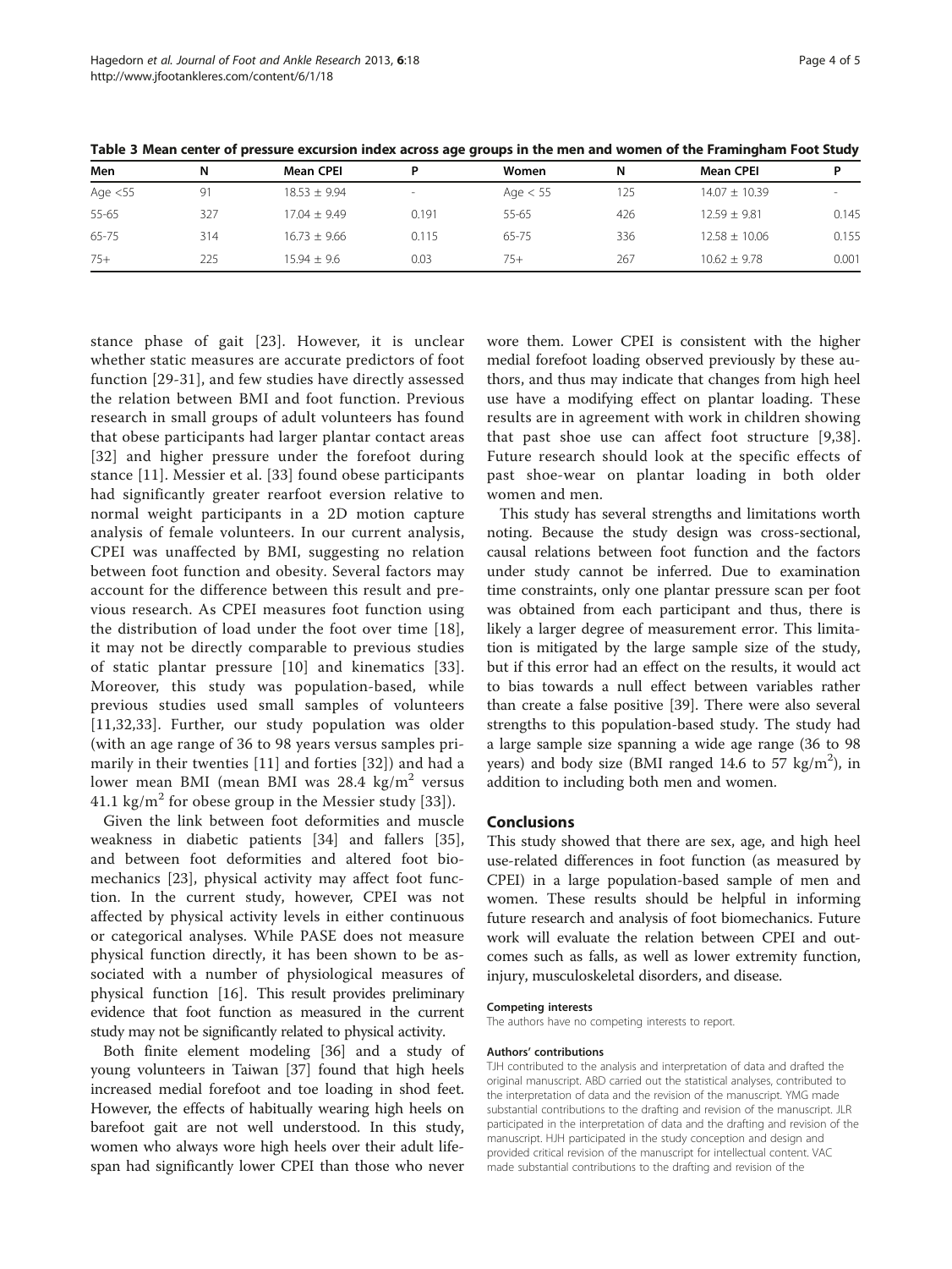**Table 3 Mean center of pressure excursion index across age groups in the men and women of the Framingham Foot Study**

| Men | N | Mean CPEI | P | Women | N | Mean CPEI | P |
|---|---|---|---|---|---|---|---|
| Age <55 | 91 | 18.53 ± 9.94 | - | Age < 55 | 125 | 14.07 ± 10.39 | - |
| 55-65 | 327 | 17.04 ± 9.49 | 0.191 | 55-65 | 426 | 12.59 ± 9.81 | 0.145 |
| 65-75 | 314 | 16.73 ± 9.66 | 0.115 | 65-75 | 336 | 12.58 ± 10.06 | 0.155 |
| 75+ | 225 | 15.94 ± 9.6 | 0.03 | 75+ | 267 | 10.62 ± 9.78 | 0.001 |

stance phase of gait [23]. However, it is unclear whether static measures are accurate predictors of foot function [29-31], and few studies have directly assessed the relation between BMI and foot function. Previous research in small groups of adult volunteers has found that obese participants had larger plantar contact areas [32] and higher pressure under the forefoot during stance [11]. Messier et al. [33] found obese participants had significantly greater rearfoot eversion relative to normal weight participants in a 2D motion capture analysis of female volunteers. In our current analysis, CPEI was unaffected by BMI, suggesting no relation between foot function and obesity. Several factors may account for the difference between this result and previous research. As CPEI measures foot function using the distribution of load under the foot over time [18], it may not be directly comparable to previous studies of static plantar pressure [10] and kinematics [33]. Moreover, this study was population-based, while previous studies used small samples of volunteers [11,32,33]. Further, our study population was older (with an age range of 36 to 98 years versus samples primarily in their twenties [11] and forties [32]) and had a lower mean BMI (mean BMI was 28.4 $kg/m^2$ versus 41.1 $kg/m^2$ for obese group in the Messier study [33]).

Given the link between foot deformities and muscle weakness in diabetic patients [34] and fallers [35], and between foot deformities and altered foot biomechanics [23], physical activity may affect foot function. In the current study, however, CPEI was not affected by physical activity levels in either continuous or categorical analyses. While PASE does not measure physical function directly, it has been shown to be associated with a number of physiological measures of physical function [16]. This result provides preliminary evidence that foot function as measured in the current study may not be significantly related to physical activity.

Both finite element modeling [36] and a study of young volunteers in Taiwan [37] found that high heels increased medial forefoot and toe loading in shod feet. However, the effects of habitually wearing high heels on barefoot gait are not well understood. In this study, women who always wore high heels over their adult lifespan had significantly lower CPEI than those who never wore them. Lower CPEI is consistent with the higher medial forefoot loading observed previously by these authors, and thus may indicate that changes from high heel use have a modifying effect on plantar loading. These results are in agreement with work in children showing that past shoe use can affect foot structure [9,38]. Future research should look at the specific effects of past shoe-wear on plantar loading in both older women and men.

This study has several strengths and limitations worth noting. Because the study design was cross-sectional, causal relations between foot function and the factors under study cannot be inferred. Due to examination time constraints, only one plantar pressure scan per foot was obtained from each participant and thus, there is likely a larger degree of measurement error. This limitation is mitigated by the large sample size of the study, but if this error had an effect on the results, it would act to bias towards a null effect between variables rather than create a false positive [39]. There were also several strengths to this population-based study. The study had a large sample size spanning a wide age range (36 to 98 years) and body size (BMI ranged 14.6 to 57 $kg/m^2$), in addition to including both men and women.

## Conclusions

This study showed that there are sex, age, and high heel use-related differences in foot function (as measured by CPEI) in a large population-based sample of men and women. These results should be helpful in informing future research and analysis of foot biomechanics. Future work will evaluate the relation between CPEI and outcomes such as falls, as well as lower extremity function, injury, musculoskeletal disorders, and disease.

#### Competing interests

The authors have no competing interests to report.

#### Authors' contributions

TJH contributed to the analysis and interpretation of data and drafted the original manuscript. ABD carried out the statistical analyses, contributed to the interpretation of data and the revision of the manuscript. YMG made substantial contributions to the drafting and revision of the manuscript. JLR participated in the interpretation of data and the drafting and revision of the manuscript. HJH participated in the study conception and design and provided critical revision of the manuscript for intellectual content. VAC made substantial contributions to the drafting and revision of the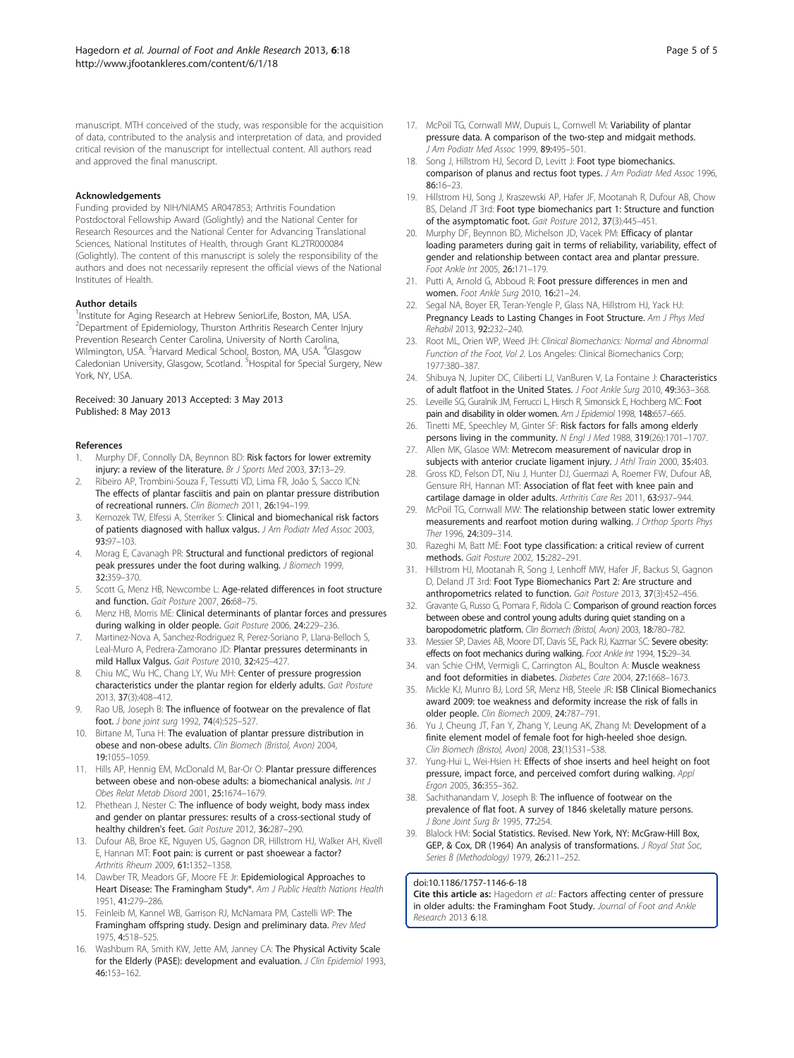manuscript. MTH conceived of the study, was responsible for the acquisition of data, contributed to the analysis and interpretation of data, and provided critical revision of the manuscript for intellectual content. All authors read and approved the final manuscript.

### Acknowledgements

Funding provided by NIH/NIAMS AR047853; Arthritis Foundation Postdoctoral Fellowship Award (Golightly) and the National Center for Research Resources and the National Center for Advancing Translational Sciences, National Institutes of Health, through Grant KL2TR000084 (Golightly). The content of this manuscript is solely the responsibility of the authors and does not necessarily represent the official views of the National Institutes of Health.

### Author details

[1]Institute for Aging Research at Hebrew SeniorLife, Boston, MA, USA. [2]Department of Epidemiology, Thurston Arthritis Research Center Injury Prevention Research Center Carolina, University of North Carolina, Wilmington, USA. [3]Harvard Medical School, Boston, MA, USA. [4]Glasgow Caledonian University, Glasgow, Scotland. [5]Hospital for Special Surgery, New York, NY, USA.

Received: 30 January 2013 Accepted: 3 May 2013
Published: 8 May 2013

### References

1. Murphy DF, Connolly DA, Beynnon BD: **Risk factors for lower extremity injury: a review of the literature.** *Br J Sports Med* 2003, **37**:13–29.
2. Ribeiro AP, Trombini-Souza F, Tessutti VD, Lima FR, João S, Sacco ICN: **The effects of plantar fasciitis and pain on plantar pressure distribution of recreational runners.** *Clin Biomech* 2011, **26**:194–199.
3. Kernozek TW, Elfessi A, Sterriker S: **Clinical and biomechanical risk factors of patients diagnosed with hallux valgus.** *J Am Podiatr Med Assoc* 2003, **93**:97–103.
4. Morag E, Cavanagh PR: **Structural and functional predictors of regional peak pressures under the foot during walking.** *J Biomech* 1999, **32**:359–370.
5. Scott G, Menz HB, Newcombe L: **Age-related differences in foot structure and function.** *Gait Posture* 2007, **26**:68–75.
6. Menz HB, Morris ME: **Clinical determinants of plantar forces and pressures during walking in older people.** *Gait Posture* 2006, **24**:229–236.
7. Martinez-Nova A, Sanchez-Rodriguez R, Perez-Soriano P, Llana-Belloch S, Leal-Muro A, Pedrera-Zamorano JD: **Plantar pressures determinants in mild Hallux Valgus.** *Gait Posture* 2010, **32**:425–427.
8. Chiu MC, Wu HC, Chang LY, Wu MH: **Center of pressure progression characteristics under the plantar region for elderly adults.** *Gait Posture* 2013, **37**(3):408–412.
9. Rao UB, Joseph B: **The influence of footwear on the prevalence of flat foot.** *J bone joint surg* 1992, **74**(4):525–527.
10. Birtane M, Tuna H: **The evaluation of plantar pressure distribution in obese and non-obese adults.** *Clin Biomech (Bristol, Avon)* 2004, **19**:1055–1059.
11. Hills AP, Hennig EM, McDonald M, Bar-Or O: **Plantar pressure differences between obese and non-obese adults: a biomechanical analysis.** *Int J Obes Relat Metab Disord* 2001, **25**:1674–1679.
12. Phethean J, Nester C: **The influence of body weight, body mass index and gender on plantar pressures: results of a cross-sectional study of healthy children's feet.** *Gait Posture* 2012, **36**:287–290.
13. Dufour AB, Broe KE, Nguyen US, Gagnon DR, Hillstrom HJ, Walker AH, Kivell E, Hannan MT: **Foot pain: is current or past shoewear a factor?** *Arthritis Rheum* 2009, **61**:1352–1358.
14. Dawber TR, Meadors GF, Moore FE Jr: **Epidemiological Approaches to Heart Disease: The Framingham Study\*.** *Am J Public Health Nations Health* 1951, **41**:279–286.
15. Feinleib M, Kannel WB, Garrison RJ, McNamara PM, Castelli WP: **The Framingham offspring study. Design and preliminary data.** *Prev Med* 1975, **4**:518–525.
16. Washburn RA, Smith KW, Jette AM, Janney CA: **The Physical Activity Scale for the Elderly (PASE): development and evaluation.** *J Clin Epidemiol* 1993, **46**:153–162.
17. McPoil TG, Cornwall MW, Dupuis L, Cornwell M: **Variability of plantar pressure data. A comparison of the two-step and midgait methods.** *J Am Podiatr Med Assoc* 1999, **89**:495–501.
18. Song J, Hillstrom HJ, Secord D, Levitt J: **Foot type biomechanics. comparison of planus and rectus foot types.** *J Am Podiatr Med Assoc* 1996, **86**:16–23.
19. Hillstrom HJ, Song J, Kraszewski AP, Hafer JF, Mootanah R, Dufour AB, Chow BS, Deland JT 3rd: **Foot type biomechanics part 1: Structure and function of the asymptomatic foot.** *Gait Posture* 2012, **37**(3):445–451.
20. Murphy DF, Beynnon BD, Michelson JD, Vacek PM: **Efficacy of plantar loading parameters during gait in terms of reliability, variability, effect of gender and relationship between contact area and plantar pressure.** *Foot Ankle Int* 2005, **26**:171–179.
21. Putti A, Arnold G, Abboud R: **Foot pressure differences in men and women.** *Foot Ankle Surg* 2010, **16**:21–24.
22. Segal NA, Boyer ER, Teran-Yengle P, Glass NA, Hillstrom HJ, Yack HJ: **Pregnancy Leads to Lasting Changes in Foot Structure.** *Am J Phys Med Rehabil* 2013, **92**:232–240.
23. Root ML, Orien WP, Weed JH: *Clinical Biomechanics: Normal and Abnormal Function of the Foot, Vol 2.* Los Angeles: Clinical Biomechanics Corp; 1977:380–387.
24. Shibuya N, Jupiter DC, Ciliberti LJ, VanBuren V, La Fontaine J: **Characteristics of adult flatfoot in the United States.** *J Foot Ankle Surg* 2010, **49**:363–368.
25. Leveille SG, Guralnik JM, Ferrucci L, Hirsch R, Simonsick E, Hochberg MC: **Foot pain and disability in older women.** *Am J Epidemiol* 1998, **148**:657–665.
26. Tinetti ME, Speechley M, Ginter SF: **Risk factors for falls among elderly persons living in the community.** *N Engl J Med* 1988, **319**(26):1701–1707.
27. Allen MK, Glasoe WM: **Metrecom measurement of navicular drop in subjects with anterior cruciate ligament injury.** *J Athl Train* 2000, **35**:403.
28. Gross KD, Felson DT, Niu J, Hunter DJ, Guermazi A, Roemer FW, Dufour AB, Gensure RH, Hannan MT: **Association of flat feet with knee pain and cartilage damage in older adults.** *Arthritis Care Res* 2011, **63**:937–944.
29. McPoil TG, Cornwall MW: **The relationship between static lower extremity measurements and rearfoot motion during walking.** *J Orthop Sports Phys Ther* 1996, **24**:309–314.
30. Razeghi M, Batt ME: **Foot type classification: a critical review of current methods.** *Gait Posture* 2002, **15**:282–291.
31. Hillstrom HJ, Mootanah R, Song J, Lenhoff MW, Hafer JF, Backus SI, Gagnon D, Deland JT 3rd: **Foot Type Biomechanics Part 2: Are structure and anthropometrics related to function.** *Gait Posture* 2013, **37**(3):452–456.
32. Gravante G, Russo G, Pomara F, Ridola C: **Comparison of ground reaction forces between obese and control young adults during quiet standing on a baropodometric platform.** *Clin Biomech (Bristol, Avon)* 2003, **18**:780–782.
33. Messier SP, Davies AB, Moore DT, Davis SE, Pack RJ, Kazmar SC: **Severe obesity: effects on foot mechanics during walking.** *Foot Ankle Int* 1994, **15**:29–34.
34. van Schie CHM, Vermigli C, Carrington AL, Boulton A: **Muscle weakness and foot deformities in diabetes.** *Diabetes Care* 2004, **27**:1668–1673.
35. Mickle KJ, Munro BJ, Lord SR, Menz HB, Steele JR: **ISB Clinical Biomechanics award 2009: toe weakness and deformity increase the risk of falls in older people.** *Clin Biomech* 2009, **24**:787–791.
36. Yu J, Cheung JT, Fan Y, Zhang Y, Leung AK, Zhang M: **Development of a finite element model of female foot for high-heeled shoe design.** *Clin Biomech (Bristol, Avon)* 2008, **23**(1):S31–S38.
37. Yung-Hui L, Wei-Hsien H: **Effects of shoe inserts and heel height on foot pressure, impact force, and perceived comfort during walking.** *Appl Ergon* 2005, **36**:355–362.
38. Sachithanandam V, Joseph B: **The influence of footwear on the prevalence of flat foot. A survey of 1846 skeletally mature persons.** *J Bone Joint Surg Br* 1995, **77**:254.
39. Blalock HM: **Social Statistics. Revised. New York, NY: McGraw-Hill Box, GEP, & Cox, DR (1964) An analysis of transformations.** *J Royal Stat Soc, Series B (Methodology)* 1979, **26**:211–252.

doi:10.1186/1757-1146-6-18
**Cite this article as:** Hagedorn *et al.*: Factors affecting center of pressure in older adults: the Framingham Foot Study. *Journal of Foot and Ankle Research* 2013 **6**:18.